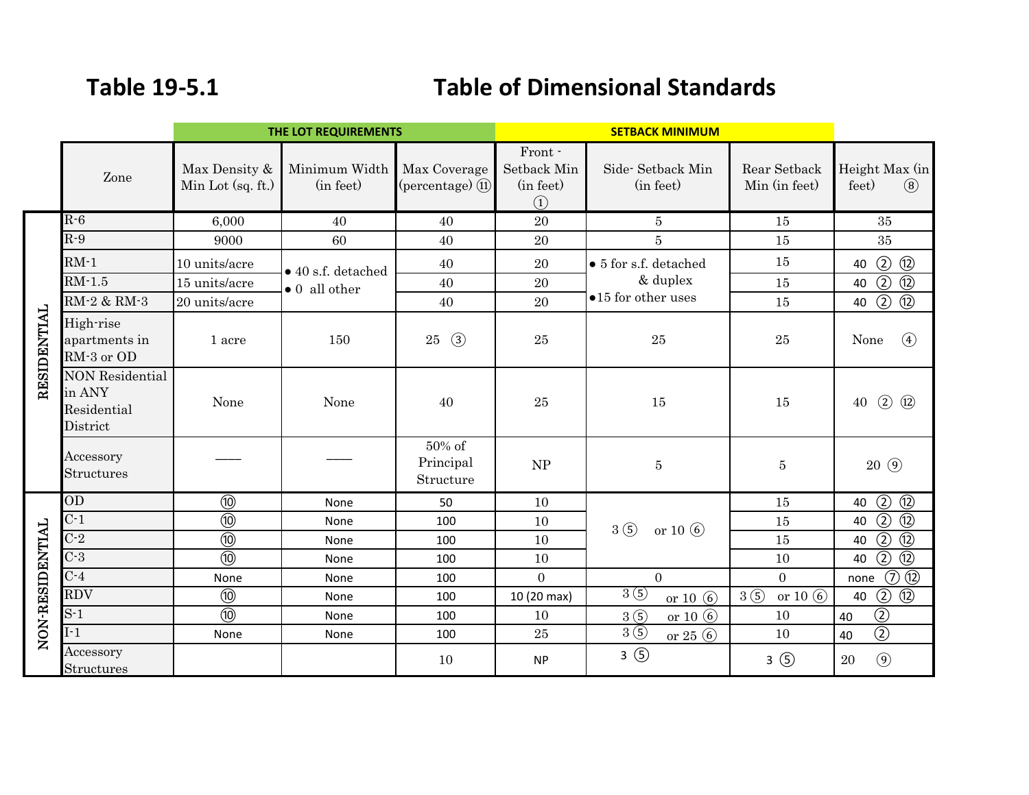# Table 19-5.1 Table of Dimensional Standards

| | Zone | THE LOT REQUIREMENTS | | | SETBACK MINIMUM | | | |
|---|---|---|---|---|---|---|---|---|
| | Zone | Max Density & Min Lot (sq. ft.) | Minimum Width (in feet) | Max Coverage (percentage) ⑪ | Front - Setback Min (in feet) ① | Side- Setback Min (in feet) | Rear Setback Min (in feet) | Height Max (in feet) ⑧ |
| RESIDENTIAL | R-6 | 6,000 | 40 | 40 | 20 | 5 | 15 | 35 |
| | R-9 | 9000 | 60 | 40 | 20 | 5 | 15 | 35 |
| | RM-1 | 10 units/acre | • 40 s.f. detached • 0 all other | 40 | 20 | • 5 for s.f. detached & duplex •15 for other uses | 15 | 40 ② ⑫ |
| | RM-1.5 | 15 units/acre | | 40 | 20 | | 15 | 40 ② ⑫ |
| | RM-2 & RM-3 | 20 units/acre | | 40 | 20 | | 15 | 40 ② ⑫ |
| | High-rise apartments in RM-3 or OD | 1 acre | 150 | 25 ③ | 25 | 25 | 25 | None ④ |
| | NON Residential in ANY Residential District | None | None | 40 | 25 | 15 | 15 | 40 ② ⑫ |
| | Accessory Structures | —— | —— | 50% of Principal Structure | NP | 5 | 5 | 20 ⑨ |
| NON-RESIDENTIAL | OD | ⑩ | None | 50 | 10 | 3 ⑤ or 10 ⑥ | 15 | 40 ② ⑫ |
| | C-1 | ⑩ | None | 100 | 10 | | 15 | 40 ② ⑫ |
| | C-2 | ⑩ | None | 100 | 10 | | 15 | 40 ② ⑫ |
| | C-3 | ⑩ | None | 100 | 10 | | 10 | 40 ② ⑫ |
| | C-4 | None | None | 100 | 0 | 0 | 0 | none ⑦ ⑫ |
| | RDV | ⑩ | None | 100 | 10 (20 max) | 3 ⑤ or 10 ⑥ | 3 ⑤ or 10 ⑥ | 40 ② ⑫ |
| | S-1 | ⑩ | None | 100 | 10 | 3 ⑤ or 10 ⑥ | 10 | 40 ② |
| | I-1 | None | None | 100 | 25 | 3 ⑤ or 25 ⑥ | 10 | 40 ② |
| | Accessory Structures | | | 10 | NP | 3 ⑤ | 3 ⑤ | 20 ⑨ |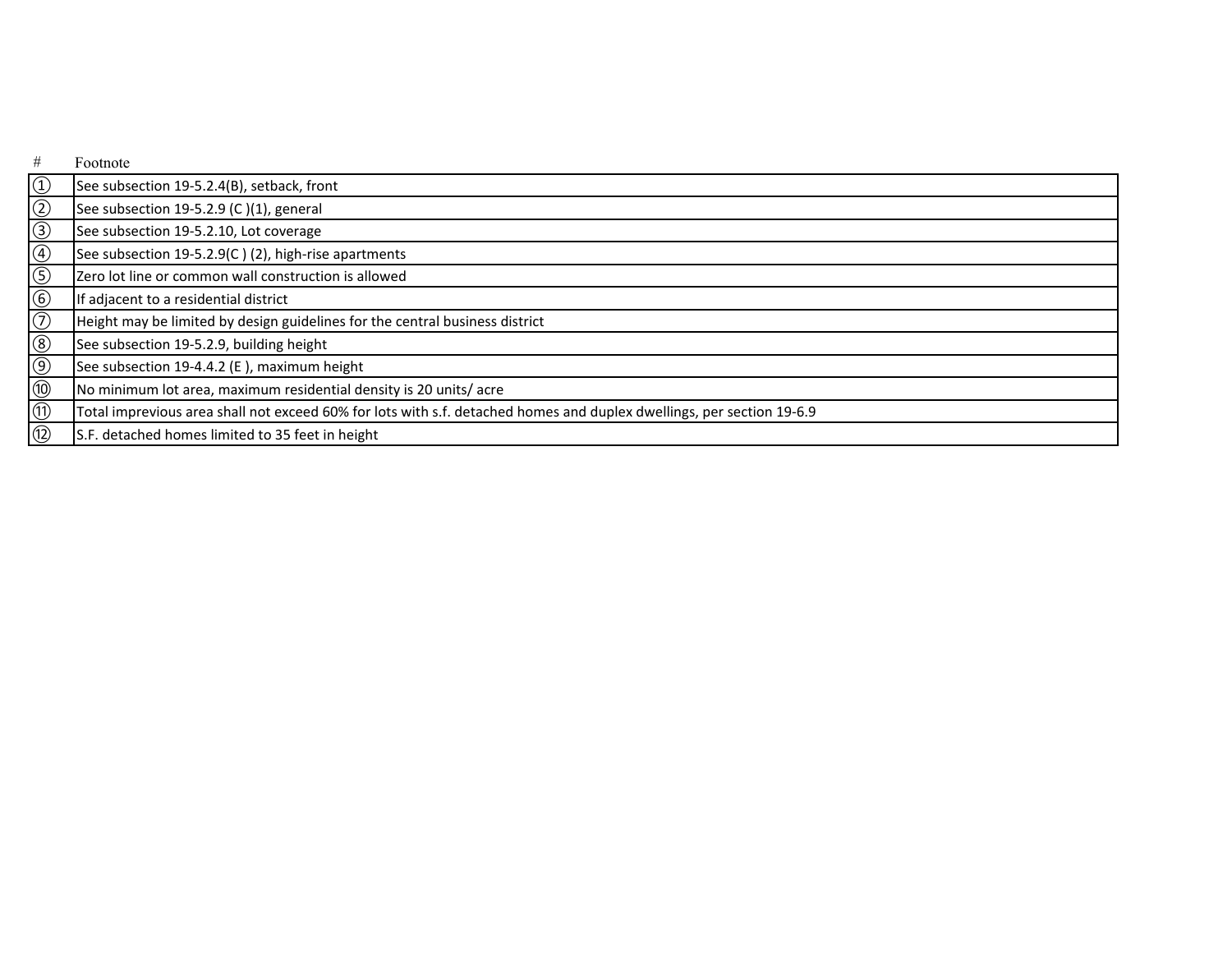| # | Footnote |
|---|---|
| ① | See subsection 19-5.2.4(B), setback, front |
| ② | See subsection 19-5.2.9 (C )(1), general |
| ③ | See subsection 19-5.2.10, Lot coverage |
| ④ | See subsection 19-5.2.9(C ) (2), high-rise apartments |
| ⑤ | Zero lot line or common wall construction is allowed |
| ⑥ | If adjacent to a residential district |
| ⑦ | Height may be limited by design guidelines for the central business district |
| ⑧ | See subsection 19-5.2.9, building height |
| ⑨ | See subsection 19-4.4.2 (E ), maximum height |
| ⑩ | No minimum lot area, maximum residential density is 20 units/ acre |
| ⑪ | Total imprevious area shall not exceed 60% for lots with s.f. detached homes and duplex dwellings, per section 19-6.9 |
| ⑫ | S.F. detached homes limited to 35 feet in height |